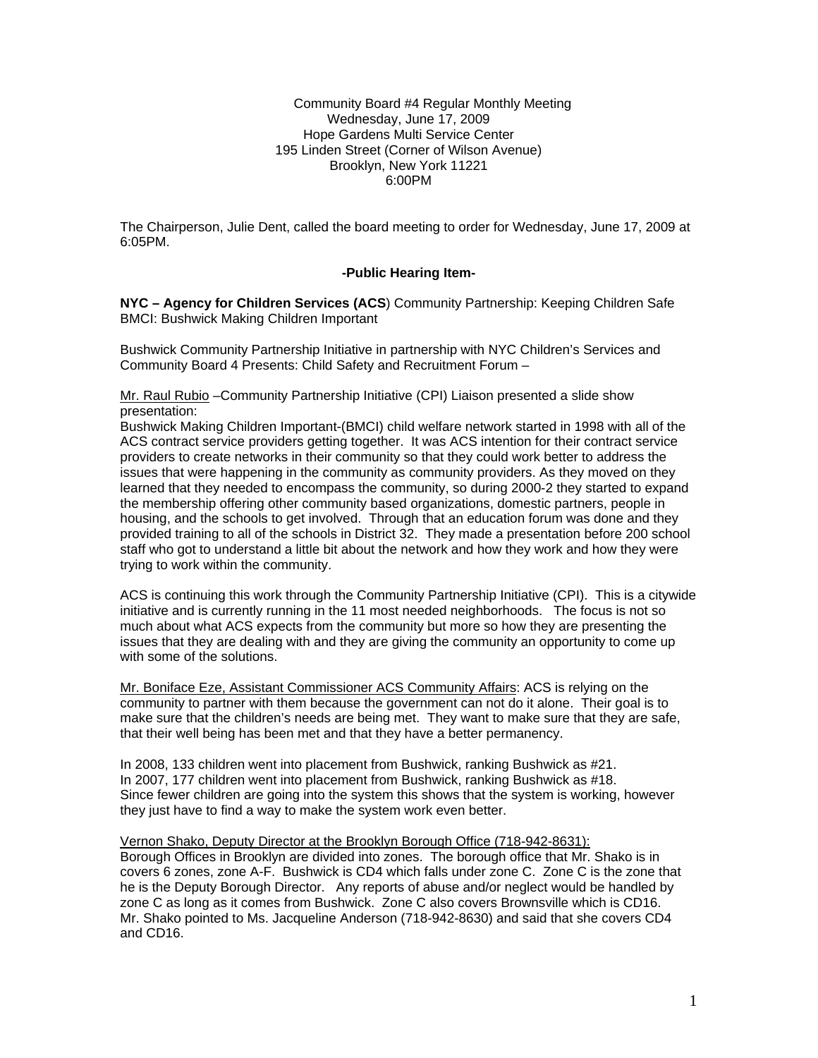Community Board #4 Regular Monthly Meeting
Wednesday, June 17, 2009
Hope Gardens Multi Service Center
195 Linden Street (Corner of Wilson Avenue)
Brooklyn, New York 11221
6:00PM

The Chairperson, Julie Dent, called the board meeting to order for Wednesday, June 17, 2009 at 6:05PM.

**-Public Hearing Item-**

**NYC – Agency for Children Services (ACS**) Community Partnership: Keeping Children Safe
BMCI: Bushwick Making Children Important

Bushwick Community Partnership Initiative in partnership with NYC Children's Services and Community Board 4 Presents: Child Safety and Recruitment Forum –

<u>Mr. Raul Rubio</u> –Community Partnership Initiative (CPI) Liaison presented a slide show presentation:
Bushwick Making Children Important-(BMCI) child welfare network started in 1998 with all of the ACS contract service providers getting together. It was ACS intention for their contract service providers to create networks in their community so that they could work better to address the issues that were happening in the community as community providers. As they moved on they learned that they needed to encompass the community, so during 2000-2 they started to expand the membership offering other community based organizations, domestic partners, people in housing, and the schools to get involved. Through that an education forum was done and they provided training to all of the schools in District 32. They made a presentation before 200 school staff who got to understand a little bit about the network and how they work and how they were trying to work within the community.

ACS is continuing this work through the Community Partnership Initiative (CPI). This is a citywide initiative and is currently running in the 11 most needed neighborhoods. The focus is not so much about what ACS expects from the community but more so how they are presenting the issues that they are dealing with and they are giving the community an opportunity to come up with some of the solutions.

<u>Mr. Boniface Eze, Assistant Commissioner ACS Community Affairs</u>: ACS is relying on the community to partner with them because the government can not do it alone. Their goal is to make sure that the children's needs are being met. They want to make sure that they are safe, that their well being has been met and that they have a better permanency.

In 2008, 133 children went into placement from Bushwick, ranking Bushwick as #21.
In 2007, 177 children went into placement from Bushwick, ranking Bushwick as #18.
Since fewer children are going into the system this shows that the system is working, however they just have to find a way to make the system work even better.

<u>Vernon Shako, Deputy Director at the Brooklyn Borough Office (718-942-8631):</u>
Borough Offices in Brooklyn are divided into zones. The borough office that Mr. Shako is in covers 6 zones, zone A-F. Bushwick is CD4 which falls under zone C. Zone C is the zone that he is the Deputy Borough Director. Any reports of abuse and/or neglect would be handled by zone C as long as it comes from Bushwick. Zone C also covers Brownsville which is CD16. Mr. Shako pointed to Ms. Jacqueline Anderson (718-942-8630) and said that she covers CD4 and CD16.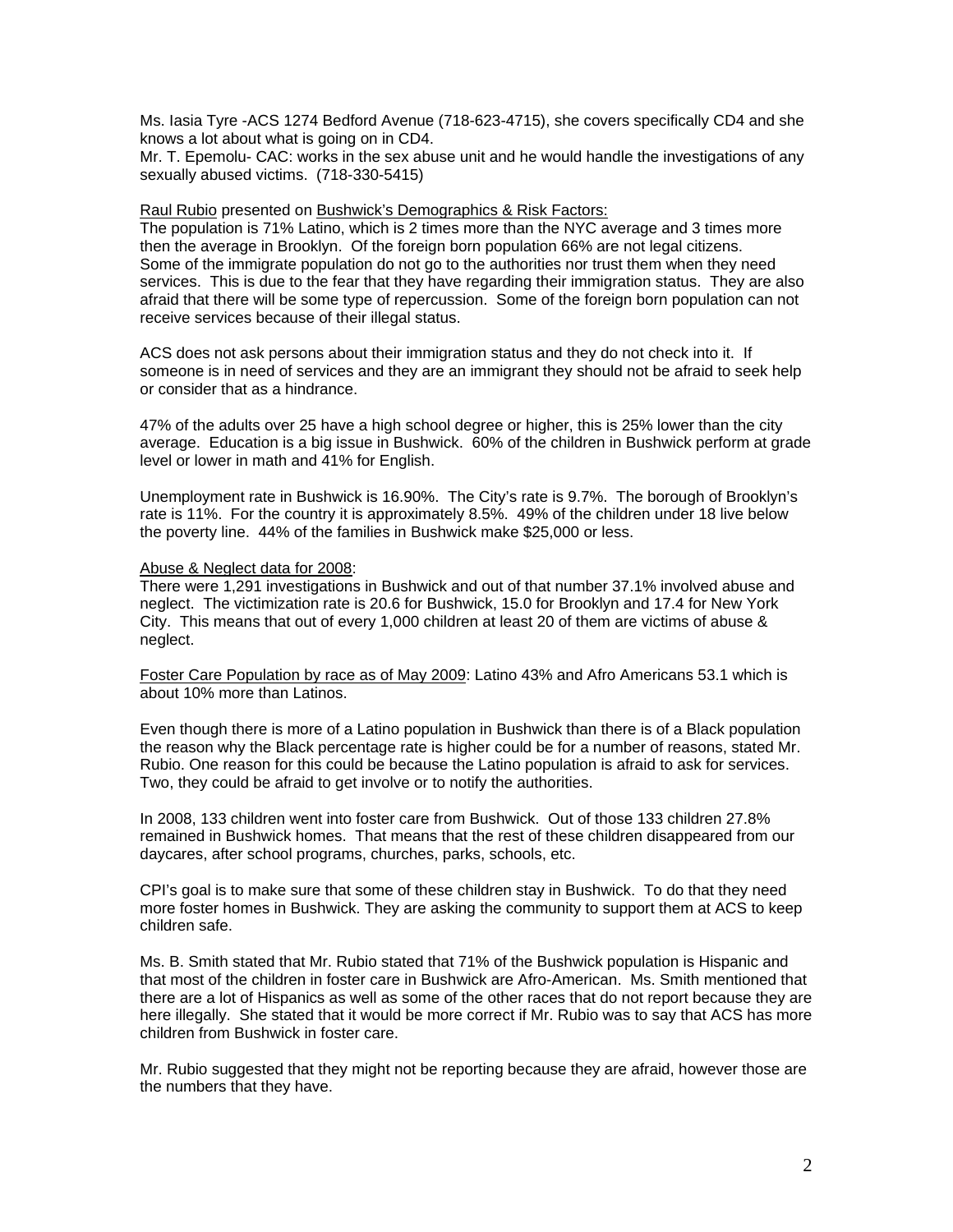Ms. Iasia Tyre -ACS 1274 Bedford Avenue (718-623-4715), she covers specifically CD4 and she knows a lot about what is going on in CD4.
Mr. T. Epemolu- CAC: works in the sex abuse unit and he would handle the investigations of any sexually abused victims. (718-330-5415)

<u>Raul Rubio</u> presented on <u>Bushwick's Demographics & Risk Factors:</u>
The population is 71% Latino, which is 2 times more than the NYC average and 3 times more then the average in Brooklyn. Of the foreign born population 66% are not legal citizens. Some of the immigrate population do not go to the authorities nor trust them when they need services. This is due to the fear that they have regarding their immigration status. They are also afraid that there will be some type of repercussion. Some of the foreign born population can not receive services because of their illegal status.

ACS does not ask persons about their immigration status and they do not check into it. If someone is in need of services and they are an immigrant they should not be afraid to seek help or consider that as a hindrance.

47% of the adults over 25 have a high school degree or higher, this is 25% lower than the city average. Education is a big issue in Bushwick. 60% of the children in Bushwick perform at grade level or lower in math and 41% for English.

Unemployment rate in Bushwick is 16.90%. The City's rate is 9.7%. The borough of Brooklyn's rate is 11%. For the country it is approximately 8.5%. 49% of the children under 18 live below the poverty line. 44% of the families in Bushwick make $25,000 or less.

<u>Abuse & Neglect data for 2008</u>:
There were 1,291 investigations in Bushwick and out of that number 37.1% involved abuse and neglect. The victimization rate is 20.6 for Bushwick, 15.0 for Brooklyn and 17.4 for New York City. This means that out of every 1,000 children at least 20 of them are victims of abuse & neglect.

<u>Foster Care Population by race as of May 2009</u>: Latino 43% and Afro Americans 53.1 which is about 10% more than Latinos.

Even though there is more of a Latino population in Bushwick than there is of a Black population the reason why the Black percentage rate is higher could be for a number of reasons, stated Mr. Rubio. One reason for this could be because the Latino population is afraid to ask for services. Two, they could be afraid to get involve or to notify the authorities.

In 2008, 133 children went into foster care from Bushwick. Out of those 133 children 27.8% remained in Bushwick homes. That means that the rest of these children disappeared from our daycares, after school programs, churches, parks, schools, etc.

CPI's goal is to make sure that some of these children stay in Bushwick. To do that they need more foster homes in Bushwick. They are asking the community to support them at ACS to keep children safe.

Ms. B. Smith stated that Mr. Rubio stated that 71% of the Bushwick population is Hispanic and that most of the children in foster care in Bushwick are Afro-American. Ms. Smith mentioned that there are a lot of Hispanics as well as some of the other races that do not report because they are here illegally. She stated that it would be more correct if Mr. Rubio was to say that ACS has more children from Bushwick in foster care.

Mr. Rubio suggested that they might not be reporting because they are afraid, however those are the numbers that they have.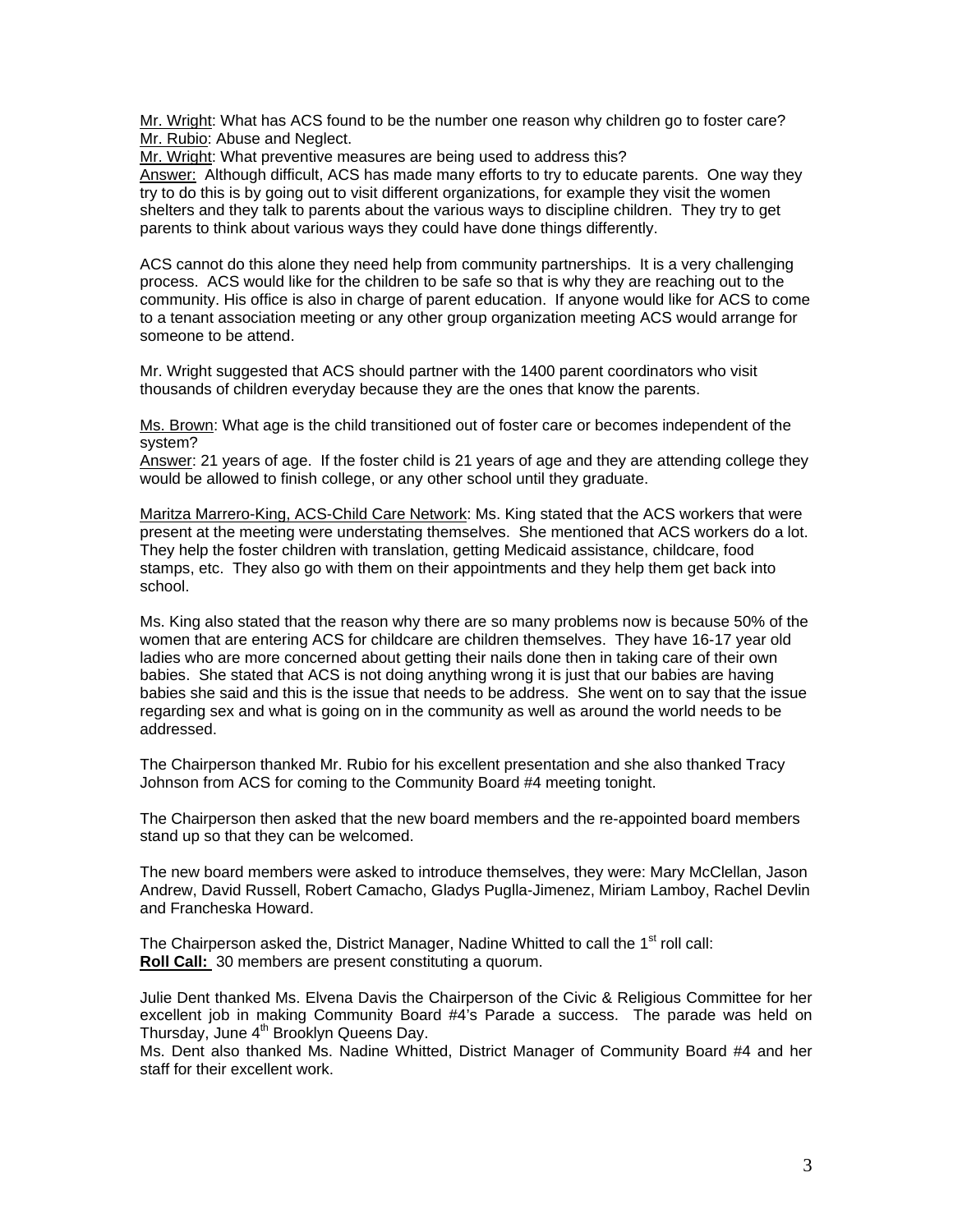Mr. Wright: What has ACS found to be the number one reason why children go to foster care?
Mr. Rubio: Abuse and Neglect.
Mr. Wright: What preventive measures are being used to address this?
Answer: Although difficult, ACS has made many efforts to try to educate parents. One way they try to do this is by going out to visit different organizations, for example they visit the women shelters and they talk to parents about the various ways to discipline children. They try to get parents to think about various ways they could have done things differently.

ACS cannot do this alone they need help from community partnerships. It is a very challenging process. ACS would like for the children to be safe so that is why they are reaching out to the community. His office is also in charge of parent education. If anyone would like for ACS to come to a tenant association meeting or any other group organization meeting ACS would arrange for someone to be attend.

Mr. Wright suggested that ACS should partner with the 1400 parent coordinators who visit thousands of children everyday because they are the ones that know the parents.

Ms. Brown: What age is the child transitioned out of foster care or becomes independent of the system?
Answer: 21 years of age. If the foster child is 21 years of age and they are attending college they would be allowed to finish college, or any other school until they graduate.

Maritza Marrero-King, ACS-Child Care Network: Ms. King stated that the ACS workers that were present at the meeting were understating themselves. She mentioned that ACS workers do a lot. They help the foster children with translation, getting Medicaid assistance, childcare, food stamps, etc. They also go with them on their appointments and they help them get back into school.

Ms. King also stated that the reason why there are so many problems now is because 50% of the women that are entering ACS for childcare are children themselves. They have 16-17 year old ladies who are more concerned about getting their nails done then in taking care of their own babies. She stated that ACS is not doing anything wrong it is just that our babies are having babies she said and this is the issue that needs to be address. She went on to say that the issue regarding sex and what is going on in the community as well as around the world needs to be addressed.

The Chairperson thanked Mr. Rubio for his excellent presentation and she also thanked Tracy Johnson from ACS for coming to the Community Board #4 meeting tonight.

The Chairperson then asked that the new board members and the re-appointed board members stand up so that they can be welcomed.

The new board members were asked to introduce themselves, they were: Mary McClellan, Jason Andrew, David Russell, Robert Camacho, Gladys Puglla-Jimenez, Miriam Lamboy, Rachel Devlin and Francheska Howard.

The Chairperson asked the, District Manager, Nadine Whitted to call the 1st roll call:
**Roll Call:** 30 members are present constituting a quorum.

Julie Dent thanked Ms. Elvena Davis the Chairperson of the Civic & Religious Committee for her excellent job in making Community Board #4's Parade a success. The parade was held on Thursday, June 4th Brooklyn Queens Day.
Ms. Dent also thanked Ms. Nadine Whitted, District Manager of Community Board #4 and her staff for their excellent work.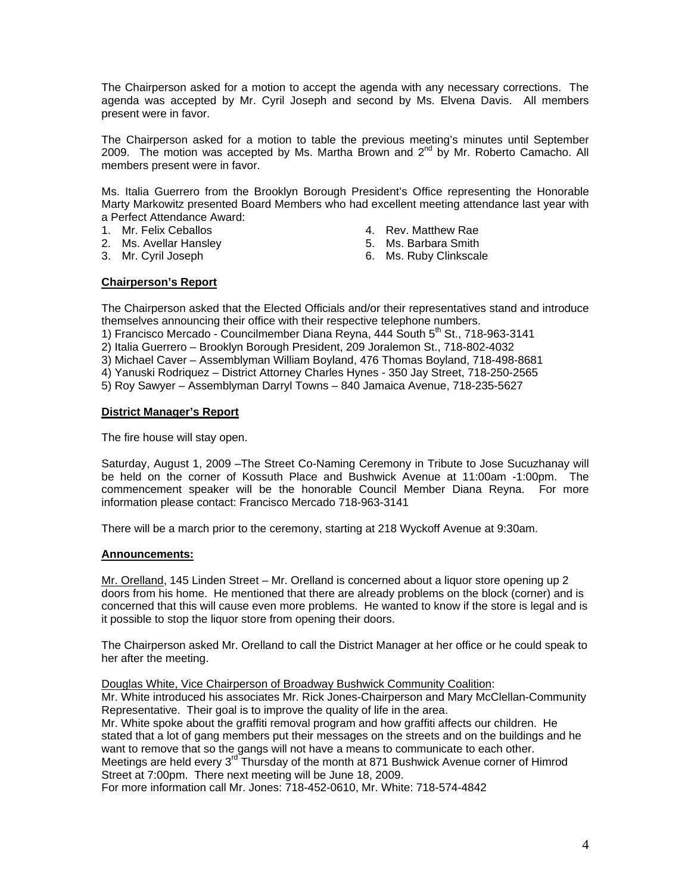The Chairperson asked for a motion to accept the agenda with any necessary corrections. The agenda was accepted by Mr. Cyril Joseph and second by Ms. Elvena Davis. All members present were in favor.

The Chairperson asked for a motion to table the previous meeting's minutes until September 2009. The motion was accepted by Ms. Martha Brown and 2nd by Mr. Roberto Camacho. All members present were in favor.

Ms. Italia Guerrero from the Brooklyn Borough President's Office representing the Honorable Marty Markowitz presented Board Members who had excellent meeting attendance last year with a Perfect Attendance Award:

1. Mr. Felix Ceballos
2. Ms. Avellar Hansley
3. Mr. Cyril Joseph
4. Rev. Matthew Rae
5. Ms. Barbara Smith
6. Ms. Ruby Clinkscale

**Chairperson's Report**

The Chairperson asked that the Elected Officials and/or their representatives stand and introduce themselves announcing their office with their respective telephone numbers.

1) Francisco Mercado - Councilmember Diana Reyna, 444 South 5th St., 718-963-3141
2) Italia Guerrero – Brooklyn Borough President, 209 Joralemon St., 718-802-4032
3) Michael Caver – Assemblyman William Boyland, 476 Thomas Boyland, 718-498-8681
4) Yanuski Rodriquez – District Attorney Charles Hynes - 350 Jay Street, 718-250-2565
5) Roy Sawyer – Assemblyman Darryl Towns – 840 Jamaica Avenue, 718-235-5627

**District Manager's Report**

The fire house will stay open.

Saturday, August 1, 2009 –The Street Co-Naming Ceremony in Tribute to Jose Sucuzhanay will be held on the corner of Kossuth Place and Bushwick Avenue at 11:00am -1:00pm. The commencement speaker will be the honorable Council Member Diana Reyna. For more information please contact: Francisco Mercado 718-963-3141

There will be a march prior to the ceremony, starting at 218 Wyckoff Avenue at 9:30am.

**Announcements:**

Mr. Orelland, 145 Linden Street – Mr. Orelland is concerned about a liquor store opening up 2 doors from his home. He mentioned that there are already problems on the block (corner) and is concerned that this will cause even more problems. He wanted to know if the store is legal and is it possible to stop the liquor store from opening their doors.

The Chairperson asked Mr. Orelland to call the District Manager at her office or he could speak to her after the meeting.

Douglas White, Vice Chairperson of Broadway Bushwick Community Coalition:
Mr. White introduced his associates Mr. Rick Jones-Chairperson and Mary McClellan-Community Representative. Their goal is to improve the quality of life in the area.
Mr. White spoke about the graffiti removal program and how graffiti affects our children. He stated that a lot of gang members put their messages on the streets and on the buildings and he want to remove that so the gangs will not have a means to communicate to each other.
Meetings are held every 3rd Thursday of the month at 871 Bushwick Avenue corner of Himrod Street at 7:00pm. There next meeting will be June 18, 2009.
For more information call Mr. Jones: 718-452-0610, Mr. White: 718-574-4842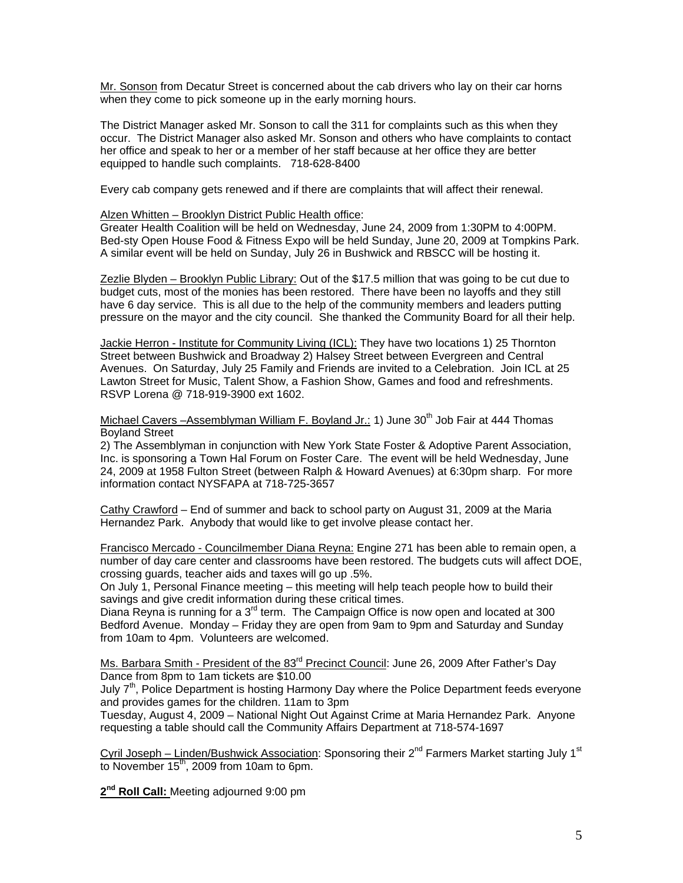Mr. Sonson from Decatur Street is concerned about the cab drivers who lay on their car horns when they come to pick someone up in the early morning hours.

The District Manager asked Mr. Sonson to call the 311 for complaints such as this when they occur. The District Manager also asked Mr. Sonson and others who have complaints to contact her office and speak to her or a member of her staff because at her office they are better equipped to handle such complaints. 718-628-8400

Every cab company gets renewed and if there are complaints that will affect their renewal.

Alzen Whitten – Brooklyn District Public Health office:
Greater Health Coalition will be held on Wednesday, June 24, 2009 from 1:30PM to 4:00PM.
Bed-sty Open House Food & Fitness Expo will be held Sunday, June 20, 2009 at Tompkins Park.
A similar event will be held on Sunday, July 26 in Bushwick and RBSCC will be hosting it.

Zezlie Blyden – Brooklyn Public Library: Out of the $17.5 million that was going to be cut due to budget cuts, most of the monies has been restored. There have been no layoffs and they still have 6 day service. This is all due to the help of the community members and leaders putting pressure on the mayor and the city council. She thanked the Community Board for all their help.

Jackie Herron - Institute for Community Living (ICL): They have two locations 1) 25 Thornton Street between Bushwick and Broadway 2) Halsey Street between Evergreen and Central Avenues. On Saturday, July 25 Family and Friends are invited to a Celebration. Join ICL at 25 Lawton Street for Music, Talent Show, a Fashion Show, Games and food and refreshments. RSVP Lorena @ 718-919-3900 ext 1602.

Michael Cavers –Assemblyman William F. Boyland Jr.: 1) June 30th Job Fair at 444 Thomas Boyland Street
2) The Assemblyman in conjunction with New York State Foster & Adoptive Parent Association, Inc. is sponsoring a Town Hal Forum on Foster Care. The event will be held Wednesday, June 24, 2009 at 1958 Fulton Street (between Ralph & Howard Avenues) at 6:30pm sharp. For more information contact NYSFAPA at 718-725-3657

Cathy Crawford – End of summer and back to school party on August 31, 2009 at the Maria Hernandez Park. Anybody that would like to get involve please contact her.

Francisco Mercado - Councilmember Diana Reyna: Engine 271 has been able to remain open, a number of day care center and classrooms have been restored. The budgets cuts will affect DOE, crossing guards, teacher aids and taxes will go up .5%.
On July 1, Personal Finance meeting – this meeting will help teach people how to build their savings and give credit information during these critical times.
Diana Reyna is running for a 3rd term. The Campaign Office is now open and located at 300 Bedford Avenue. Monday – Friday they are open from 9am to 9pm and Saturday and Sunday from 10am to 4pm. Volunteers are welcomed.

Ms. Barbara Smith - President of the 83rd Precinct Council: June 26, 2009 After Father's Day Dance from 8pm to 1am tickets are $10.00
July 7th, Police Department is hosting Harmony Day where the Police Department feeds everyone and provides games for the children. 11am to 3pm
Tuesday, August 4, 2009 – National Night Out Against Crime at Maria Hernandez Park. Anyone requesting a table should call the Community Affairs Department at 718-574-1697

Cyril Joseph – Linden/Bushwick Association: Sponsoring their 2nd Farmers Market starting July 1st to November 15th, 2009 from 10am to 6pm.

**2nd Roll Call:** Meeting adjourned 9:00 pm